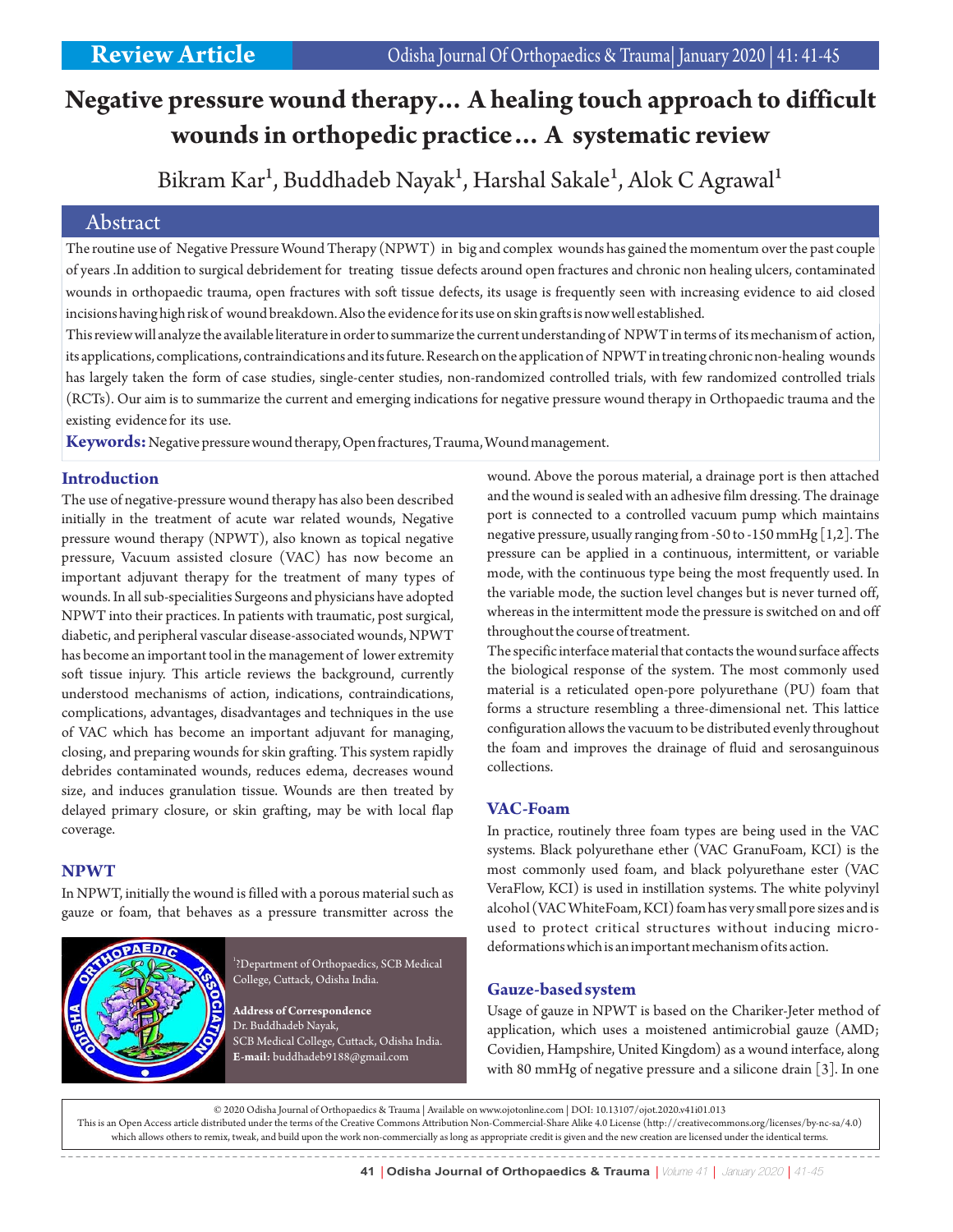Review Article

# Negative pressure wound therapy... A healing touch approach to difficult wounds in orthopedic practice... A systematic review

Bikram Kar[1], Buddhadeb Nayak[1], Harshal Sakale[1], Alok C Agrawal[1]

## Abstract

The routine use of Negative Pressure Wound Therapy (NPWT) in big and complex wounds has gained the momentum over the past couple of years .In addition to surgical debridement for treating tissue defects around open fractures and chronic non healing ulcers, contaminated wounds in orthopaedic trauma, open fractures with soft tissue defects, its usage is frequently seen with increasing evidence to aid closed incisions having high risk of wound breakdown. Also the evidence for its use on skin grafts is now well established.

This review will analyze the available literature in order to summarize the current understanding of NPWT in terms of its mechanism of action, its applications, complications, contraindications and its future. Research on the application of NPWT in treating chronic non-healing wounds has largely taken the form of case studies, single-center studies, non-randomized controlled trials, with few randomized controlled trials (RCTs). Our aim is to summarize the current and emerging indications for negative pressure wound therapy in Orthopaedic trauma and the existing evidence for its use.

**Keywords:** Negative pressure wound therapy, Open fractures, Trauma, Wound management.

## Introduction

The use of negative-pressure wound therapy has also been described initially in the treatment of acute war related wounds, Negative pressure wound therapy (NPWT), also known as topical negative pressure, Vacuum assisted closure (VAC) has now become an important adjuvant therapy for the treatment of many types of wounds. In all sub-specialities Surgeons and physicians have adopted NPWT into their practices. In patients with traumatic, post surgical, diabetic, and peripheral vascular disease-associated wounds, NPWT has become an important tool in the management of lower extremity soft tissue injury. This article reviews the background, currently understood mechanisms of action, indications, contraindications, complications, advantages, disadvantages and techniques in the use of VAC which has become an important adjuvant for managing, closing, and preparing wounds for skin grafting. This system rapidly debrides contaminated wounds, reduces edema, decreases wound size, and induces granulation tissue. Wounds are then treated by delayed primary closure, or skin grafting, may be with local flap coverage.

## NPWT

In NPWT, initially the wound is filled with a porous material such as gauze or foam, that behaves as a pressure transmitter across the wound. Above the porous material, a drainage port is then attached and the wound is sealed with an adhesive film dressing. The drainage port is connected to a controlled vacuum pump which maintains negative pressure, usually ranging from -50 to -150 mmHg [1,2]. The pressure can be applied in a continuous, intermittent, or variable mode, with the continuous type being the most frequently used. In the variable mode, the suction level changes but is never turned off, whereas in the intermittent mode the pressure is switched on and off throughout the course of treatment.

The specific interface material that contacts the wound surface affects the biological response of the system. The most commonly used material is a reticulated open-pore polyurethane (PU) foam that forms a structure resembling a three-dimensional net. This lattice configuration allows the vacuum to be distributed evenly throughout the foam and improves the drainage of fluid and serosanguinous collections.

## VAC-Foam

In practice, routinely three foam types are being used in the VAC systems. Black polyurethane ether (VAC GranuFoam, KCI) is the most commonly used foam, and black polyurethane ester (VAC VeraFlow, KCI) is used in instillation systems. The white polyvinyl alcohol (VAC WhiteFoam, KCI) foam has very small pore sizes and is used to protect critical structures without inducing micro-deformations which is an important mechanism of its action.

## Gauze-based system

Usage of gauze in NPWT is based on the Chariker-Jeter method of application, which uses a moistened antimicrobial gauze (AMD; Covidien, Hampshire, United Kingdom) as a wound interface, along with 80 mmHg of negative pressure and a silicone drain [3]. In one

[1]?Department of Orthopaedics, SCB Medical College, Cuttack, Odisha India.

**Address of Correspondence**
Dr. Buddhadeb Nayak,
SCB Medical College, Cuttack, Odisha India.
**E-mail:** buddhadeb9188@gmail.com

© 2020 Odisha Journal of Orthopaedics & Trauma | Available on www.ojotonline.com | DOI: 10.13107/ojot.2020.v41i01.013
This is an Open Access article distributed under the terms of the Creative Commons Attribution Non-Commercial-Share Alike 4.0 License (http://creativecommons.org/licenses/by-nc-sa/4.0) which allows others to remix, tweak, and build upon the work non-commercially as long as appropriate credit is given and the new creation are licensed under the identical terms.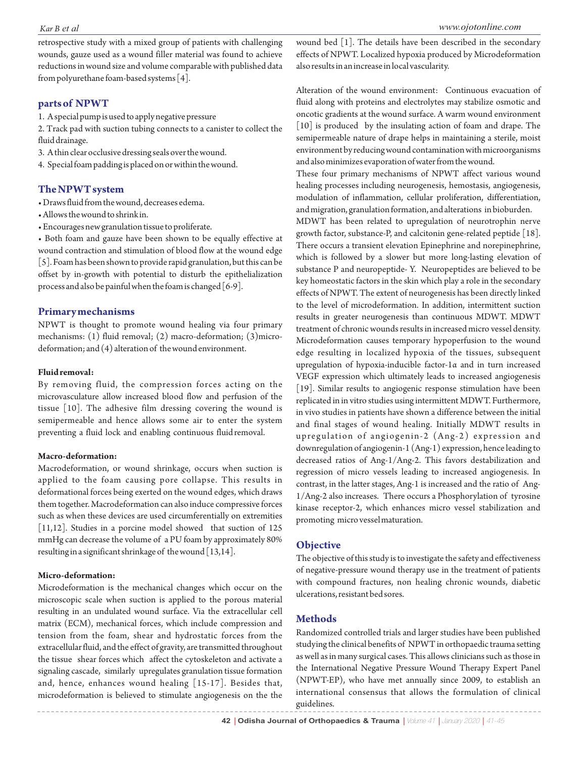retrospective study with a mixed group of patients with challenging wounds, gauze used as a wound filler material was found to achieve reductions in wound size and volume comparable with published data from polyurethane foam-based systems [4].

## parts of NPWT

1. A special pump is used to apply negative pressure
2. Track pad with suction tubing connects to a canister to collect the fluid drainage.
3. A thin clear occlusive dressing seals over the wound.
4. Special foam padding is placed on or within the wound.

## The NPWT system

- Draws fluid from the wound, decreases edema.
- Allows the wound to shrink in.
- Encourages new granulation tissue to proliferate.
- Both foam and gauze have been shown to be equally effective at wound contraction and stimulation of blood flow at the wound edge [5]. Foam has been shown to provide rapid granulation, but this can be offset by in-growth with potential to disturb the epithelialization process and also be painful when the foam is changed [6-9].

## Primary mechanisms

NPWT is thought to promote wound healing via four primary mechanisms: (1) fluid removal; (2) macro-deformation; (3)micro-deformation; and (4) alteration of the wound environment.

**Fluid removal:**

By removing fluid, the compression forces acting on the microvasculature allow increased blood flow and perfusion of the tissue [10]. The adhesive film dressing covering the wound is semipermeable and hence allows some air to enter the system preventing a fluid lock and enabling continuous fluid removal.

**Macro-deformation:**

Macrodeformation, or wound shrinkage, occurs when suction is applied to the foam causing pore collapse. This results in deformational forces being exerted on the wound edges, which draws them together. Macrodeformation can also induce compressive forces such as when these devices are used circumferentially on extremities [11,12]. Studies in a porcine model showed that suction of 125 mmHg can decrease the volume of a PU foam by approximately 80% resulting in a significant shrinkage of the wound [13,14].

**Micro-deformation:**

Microdeformation is the mechanical changes which occur on the microscopic scale when suction is applied to the porous material resulting in an undulated wound surface. Via the extracellular cell matrix (ECM), mechanical forces, which include compression and tension from the foam, shear and hydrostatic forces from the extracellular fluid, and the effect of gravity, are transmitted throughout the tissue shear forces which affect the cytoskeleton and activate a signaling cascade, similarly upregulates granulation tissue formation and, hence, enhances wound healing [15-17]. Besides that, microdeformation is believed to stimulate angiogenesis on the the wound bed [1]. The details have been described in the secondary effects of NPWT. Localized hypoxia produced by Microdeformation also results in an increase in local vascularity.

Alteration of the wound environment: Continuous evacuation of fluid along with proteins and electrolytes may stabilize osmotic and oncotic gradients at the wound surface. A warm wound environment [10] is produced by the insulating action of foam and drape. The semipermeable nature of drape helps in maintaining a sterile, moist environment by reducing wound contamination with microorganisms and also minimizes evaporation of water from the wound.

These four primary mechanisms of NPWT affect various wound healing processes including neurogenesis, hemostasis, angiogenesis, modulation of inflammation, cellular proliferation, differentiation, and migration, granulation formation, and alterations in bioburden.

MDWT has been related to upregulation of neurotrophin nerve growth factor, substance-P, and calcitonin gene-related peptide [18]. There occurs a transient elevation Epinephrine and norepinephrine, which is followed by a slower but more long-lasting elevation of substance P and neuropeptide- Y. Neuropeptides are believed to be key homeostatic factors in the skin which play a role in the secondary effects of NPWT. The extent of neurogenesis has been directly linked to the level of microdeformation. In addition, intermittent suction results in greater neurogenesis than continuous MDWT. MDWT treatment of chronic wounds results in increased micro vessel density. Microdeformation causes temporary hypoperfusion to the wound edge resulting in localized hypoxia of the tissues, subsequent upregulation of hypoxia-inducible factor-1α and in turn increased VEGF expression which ultimately leads to increased angiogenesis [19]. Similar results to angiogenic response stimulation have been replicated in in vitro studies using intermittent MDWT. Furthermore, in vivo studies in patients have shown a difference between the initial and final stages of wound healing. Initially MDWT results in upregulation of angiogenin-2 (Ang-2) expression and downregulation of angiogenin-1 (Ang-1) expression, hence leading to decreased ratios of Ang-1/Ang-2. This favors destabilization and regression of micro vessels leading to increased angiogenesis. In contrast, in the latter stages, Ang-1 is increased and the ratio of Ang-1/Ang-2 also increases. There occurs a Phosphorylation of tyrosine kinase receptor-2, which enhances micro vessel stabilization and promoting micro vessel maturation.

## Objective

The objective of this study is to investigate the safety and effectiveness of negative-pressure wound therapy use in the treatment of patients with compound fractures, non healing chronic wounds, diabetic ulcerations, resistant bed sores.

## Methods

Randomized controlled trials and larger studies have been published studying the clinical benefits of NPWT in orthopaedic trauma setting as well as in many surgical cases. This allows clinicians such as those in the International Negative Pressure Wound Therapy Expert Panel (NPWT-EP), who have met annually since 2009, to establish an international consensus that allows the formulation of clinical guidelines.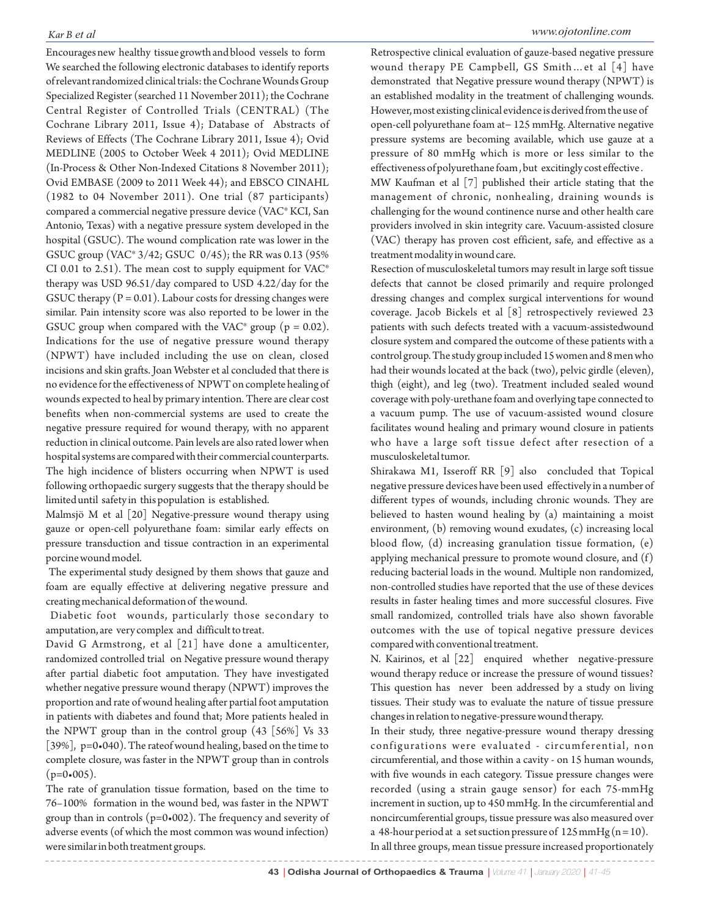Encourages new healthy tissue growth and blood vessels to form We searched the following electronic databases to identify reports of relevant randomized clinical trials: the Cochrane Wounds Group Specialized Register (searched 11 November 2011); the Cochrane Central Register of Controlled Trials (CENTRAL) (The Cochrane Library 2011, Issue 4); Database of Abstracts of Reviews of Effects (The Cochrane Library 2011, Issue 4); Ovid MEDLINE (2005 to October Week 4 2011); Ovid MEDLINE (In-Process & Other Non-Indexed Citations 8 November 2011); Ovid EMBASE (2009 to 2011 Week 44); and EBSCO CINAHL (1982 to 04 November 2011). One trial (87 participants) compared a commercial negative pressure device (VAC® KCI, San Antonio, Texas) with a negative pressure system developed in the hospital (GSUC). The wound complication rate was lower in the GSUC group (VAC® 3/42; GSUC 0/45); the RR was 0.13 (95% CI 0.01 to 2.51). The mean cost to supply equipment for VAC® therapy was USD 96.51/day compared to USD 4.22/day for the GSUC therapy ($P = 0.01$). Labour costs for dressing changes were similar. Pain intensity score was also reported to be lower in the GSUC group when compared with the VAC® group ($p = 0.02$). Indications for the use of negative pressure wound therapy (NPWT) have included including the use on clean, closed incisions and skin grafts. Joan Webster et al concluded that there is no evidence for the effectiveness of NPWT on complete healing of wounds expected to heal by primary intention. There are clear cost benefits when non-commercial systems are used to create the negative pressure required for wound therapy, with no apparent reduction in clinical outcome. Pain levels are also rated lower when hospital systems are compared with their commercial counterparts. The high incidence of blisters occurring when NPWT is used following orthopaedic surgery suggests that the therapy should be limited until safety in this population is established.

Malmsjö M et al [20] Negative-pressure wound therapy using gauze or open-cell polyurethane foam: similar early effects on pressure transduction and tissue contraction in an experimental porcine wound model.

The experimental study designed by them shows that gauze and foam are equally effective at delivering negative pressure and creating mechanical deformation of the wound.

Diabetic foot wounds, particularly those secondary to amputation, are very complex and difficult to treat.

David G Armstrong, et al [21] have done a amulticenter, randomized controlled trial on Negative pressure wound therapy after partial diabetic foot amputation. They have investigated whether negative pressure wound therapy (NPWT) improves the proportion and rate of wound healing after partial foot amputation in patients with diabetes and found that; More patients healed in the NPWT group than in the control group (43 [56%] Vs 33 [39%], p=0•040). The rate of wound healing, based on the time to complete closure, was faster in the NPWT group than in controls (p=0•005).

The rate of granulation tissue formation, based on the time to 76–100% formation in the wound bed, was faster in the NPWT group than in controls (p=0•002). The frequency and severity of adverse events (of which the most common was wound infection) were similar in both treatment groups.

Retrospective clinical evaluation of gauze-based negative pressure wound therapy PE Campbell, GS Smith…et al [4] have demonstrated that Negative pressure wound therapy (NPWT) is an established modality in the treatment of challenging wounds. However, most existing clinical evidence is derived from the use of open-cell polyurethane foam at– 125 mmHg. Alternative negative pressure systems are becoming available, which use gauze at a pressure of 80 mmHg which is more or less similar to the effectiveness of polyurethane foam, but excitingly cost effective.

MW Kaufman et al [7] published their article stating that the management of chronic, nonhealing, draining wounds is challenging for the wound continence nurse and other health care providers involved in skin integrity care. Vacuum-assisted closure (VAC) therapy has proven cost efficient, safe, and effective as a treatment modality in wound care.

Resection of musculoskeletal tumors may result in large soft tissue defects that cannot be closed primarily and require prolonged dressing changes and complex surgical interventions for wound coverage. Jacob Bickels et al [8] retrospectively reviewed 23 patients with such defects treated with a vacuum-assistedwound closure system and compared the outcome of these patients with a control group. The study group included 15 women and 8 men who had their wounds located at the back (two), pelvic girdle (eleven), thigh (eight), and leg (two). Treatment included sealed wound coverage with poly-urethane foam and overlying tape connected to a vacuum pump. The use of vacuum-assisted wound closure facilitates wound healing and primary wound closure in patients who have a large soft tissue defect after resection of a musculoskeletal tumor.

Shirakawa M1, Isseroff RR [9] also concluded that Topical negative pressure devices have been used effectively in a number of different types of wounds, including chronic wounds. They are believed to hasten wound healing by (a) maintaining a moist environment, (b) removing wound exudates, (c) increasing local blood flow, (d) increasing granulation tissue formation, (e) applying mechanical pressure to promote wound closure, and (f) reducing bacterial loads in the wound. Multiple non randomized, non-controlled studies have reported that the use of these devices results in faster healing times and more successful closures. Five small randomized, controlled trials have also shown favorable outcomes with the use of topical negative pressure devices compared with conventional treatment.

N. Kairinos, et al [22] enquired whether negative-pressure wound therapy reduce or increase the pressure of wound tissues? This question has never been addressed by a study on living tissues. Their study was to evaluate the nature of tissue pressure changes in relation to negative-pressure wound therapy.

In their study, three negative-pressure wound therapy dressing configurations were evaluated - circumferential, non circumferential, and those within a cavity - on 15 human wounds, with five wounds in each category. Tissue pressure changes were recorded (using a strain gauge sensor) for each 75-mmHg increment in suction, up to 450 mmHg. In the circumferential and noncircumferential groups, tissue pressure was also measured over a 48-hour period at a set suction pressure of 125 mmHg ($n = 10$).

In all three groups, mean tissue pressure increased proportionately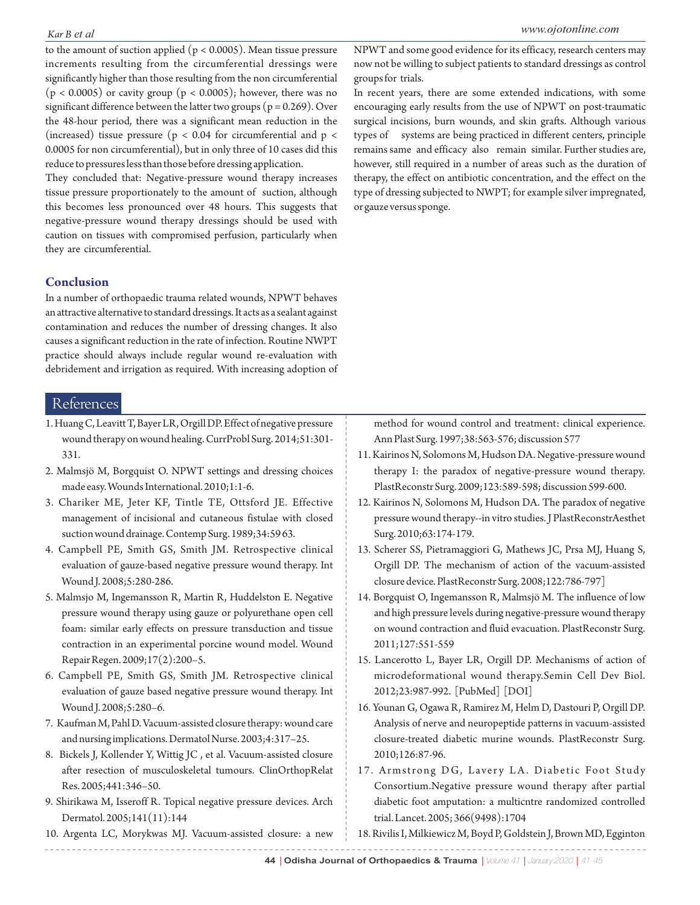to the amount of suction applied ($p < 0.0005$). Mean tissue pressure increments resulting from the circumferential dressings were significantly higher than those resulting from the non circumferential ($p < 0.0005$) or cavity group ($p < 0.0005$); however, there was no significant difference between the latter two groups ($p = 0.269$). Over the 48-hour period, there was a significant mean reduction in the (increased) tissue pressure ($p < 0.04$ for circumferential and $p < 0.0005$ for non circumferential), but in only three of 10 cases did this reduce to pressures less than those before dressing application.

They concluded that: Negative-pressure wound therapy increases tissue pressure proportionately to the amount of suction, although this becomes less pronounced over 48 hours. This suggests that negative-pressure wound therapy dressings should be used with caution on tissues with compromised perfusion, particularly when they are circumferential.

## Conclusion

In a number of orthopaedic trauma related wounds, NPWT behaves an attractive alternative to standard dressings. It acts as a sealant against contamination and reduces the number of dressing changes. It also causes a significant reduction in the rate of infection. Routine NWPT practice should always include regular wound re-evaluation with debridement and irrigation as required. With increasing adoption of NPWT and some good evidence for its efficacy, research centers may now not be willing to subject patients to standard dressings as control groups for trials.

In recent years, there are some extended indications, with some encouraging early results from the use of NPWT on post-traumatic surgical incisions, burn wounds, and skin grafts. Although various types of systems are being practiced in different centers, principle remains same and efficacy also remain similar. Further studies are, however, still required in a number of areas such as the duration of therapy, the effect on antibiotic concentration, and the effect on the type of dressing subjected to NWPT; for example silver impregnated, or gauze versus sponge.

## References

1. Huang C, Leavitt T, Bayer LR, Orgill DP. Effect of negative pressure wound therapy on wound healing. CurrProbl Surg. 2014;51:301-331.
2. Malmsjö M, Borgquist O. NPWT settings and dressing choices made easy. Wounds International. 2010;1:1-6.
3. Chariker ME, Jeter KF, Tintle TE, Ottsford JE. Effective management of incisional and cutaneous fistulae with closed suction wound drainage. Contemp Surg. 1989;34:59 63.
4. Campbell PE, Smith GS, Smith JM. Retrospective clinical evaluation of gauze-based negative pressure wound therapy. Int Wound J. 2008;5:280-286.
5. Malmsjo M, Ingemansson R, Martin R, Huddelston E. Negative pressure wound therapy using gauze or polyurethane open cell foam: similar early effects on pressure transduction and tissue contraction in an experimental porcine wound model. Wound Repair Regen. 2009;17(2):200–5.
6. Campbell PE, Smith GS, Smith JM. Retrospective clinical evaluation of gauze based negative pressure wound therapy. Int Wound J. 2008;5:280–6.
7. Kaufman M, Pahl D. Vacuum-assisted closure therapy: wound care and nursing implications. Dermatol Nurse. 2003;4:317–25.
8. Bickels J, Kollender Y, Wittig JC , et al. Vacuum-assisted closure after resection of musculoskeletal tumours. ClinOrthopRelat Res. 2005;441:346–50.
9. Shirikawa M, Isseroff R. Topical negative pressure devices. Arch Dermatol. 2005;141(11):144
10. Argenta LC, Morykwas MJ. Vacuum-assisted closure: a new method for wound control and treatment: clinical experience. Ann Plast Surg. 1997;38:563-576; discussion 577
11. Kairinos N, Solomons M, Hudson DA. Negative-pressure wound therapy I: the paradox of negative-pressure wound therapy. PlastReconstr Surg. 2009;123:589-598; discussion 599-600.
12. Kairinos N, Solomons M, Hudson DA. The paradox of negative pressure wound therapy--in vitro studies. J PlastReconstrAesthet Surg. 2010;63:174-179.
13. Scherer SS, Pietramaggiori G, Mathews JC, Prsa MJ, Huang S, Orgill DP. The mechanism of action of the vacuum-assisted closure device. PlastReconstr Surg. 2008;122:786-797]
14. Borgquist O, Ingemansson R, Malmsjö M. The influence of low and high pressure levels during negative-pressure wound therapy on wound contraction and fluid evacuation. PlastReconstr Surg. 2011;127:551-559
15. Lancerotto L, Bayer LR, Orgill DP. Mechanisms of action of microdeformational wound therapy.Semin Cell Dev Biol. 2012;23:987-992. [PubMed] [DOI]
16. Younan G, Ogawa R, Ramirez M, Helm D, Dastouri P, Orgill DP. Analysis of nerve and neuropeptide patterns in vacuum-assisted closure-treated diabetic murine wounds. PlastReconstr Surg. 2010;126:87-96.
17. Armstrong DG, Lavery LA. Diabetic Foot Study Consortium.Negative pressure wound therapy after partial diabetic foot amputation: a multicntre randomized controlled trial. Lancet. 2005; 366(9498):1704
18. Rivilis I, Milkiewicz M, Boyd P, Goldstein J, Brown MD, Egginton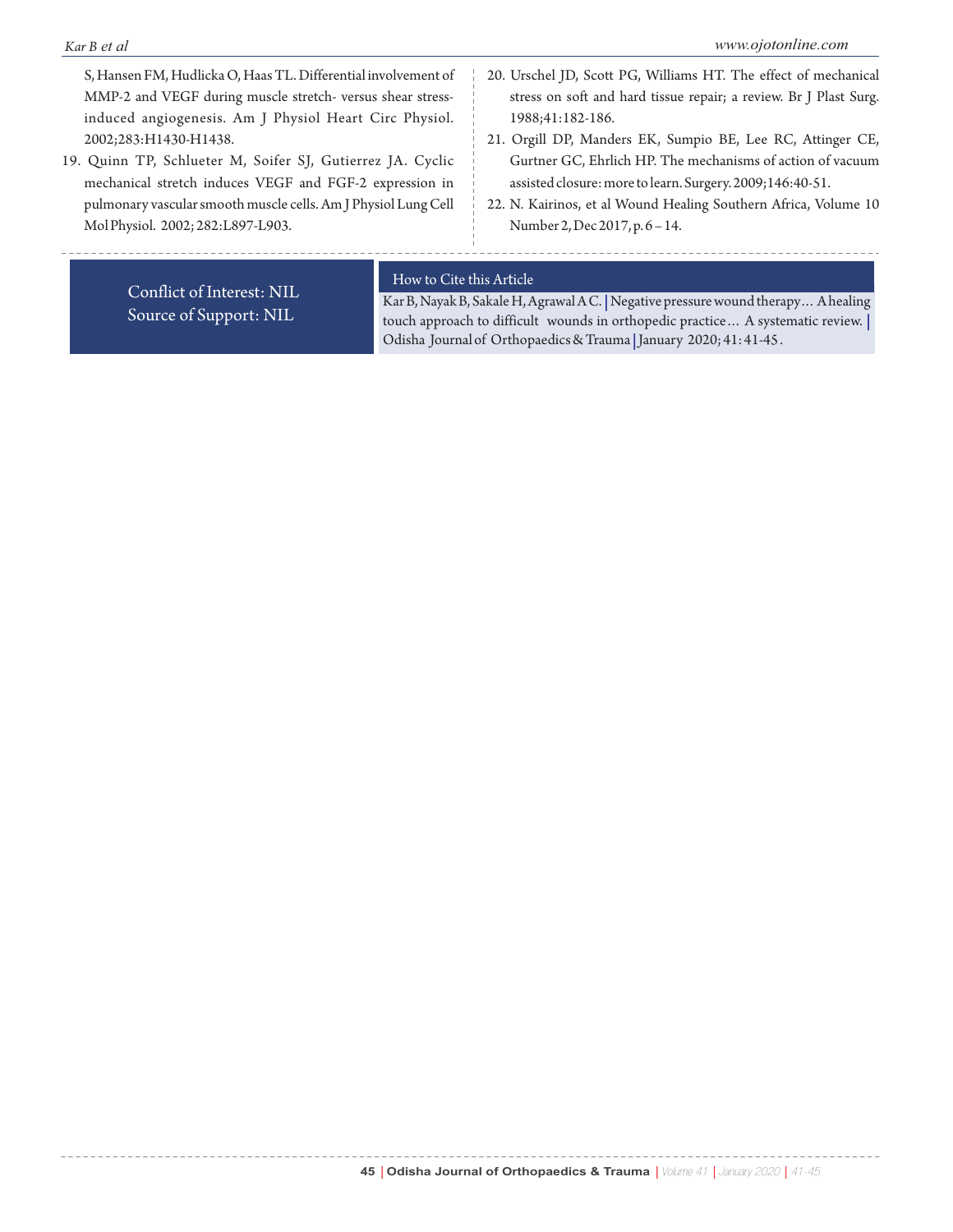S, Hansen FM, Hudlicka O, Haas TL. Differential involvement of MMP-2 and VEGF during muscle stretch- versus shear stress-induced angiogenesis. Am J Physiol Heart Circ Physiol. 2002;283:H1430-H1438.

19. Quinn TP, Schlueter M, Soifer SJ, Gutierrez JA. Cyclic mechanical stretch induces VEGF and FGF-2 expression in pulmonary vascular smooth muscle cells. Am J Physiol Lung Cell Mol Physiol. 2002; 282:L897-L903.
20. Urschel JD, Scott PG, Williams HT. The effect of mechanical stress on soft and hard tissue repair; a review. Br J Plast Surg. 1988;41:182-186.
21. Orgill DP, Manders EK, Sumpio BE, Lee RC, Attinger CE, Gurtner GC, Ehrlich HP. The mechanisms of action of vacuum assisted closure: more to learn. Surgery. 2009;146:40-51.
22. N. Kairinos, et al Wound Healing Southern Africa, Volume 10 Number 2, Dec 2017, p. 6 – 14.

Conflict of Interest: NIL
Source of Support: NIL

**How to Cite this Article**

Kar B, Nayak B, Sakale H, Agrawal A C. | Negative pressure wound therapy… A healing touch approach to difficult wounds in orthopedic practice… A systematic review. | Odisha Journal of Orthopaedics & Trauma | January 2020; 41: 41-45.